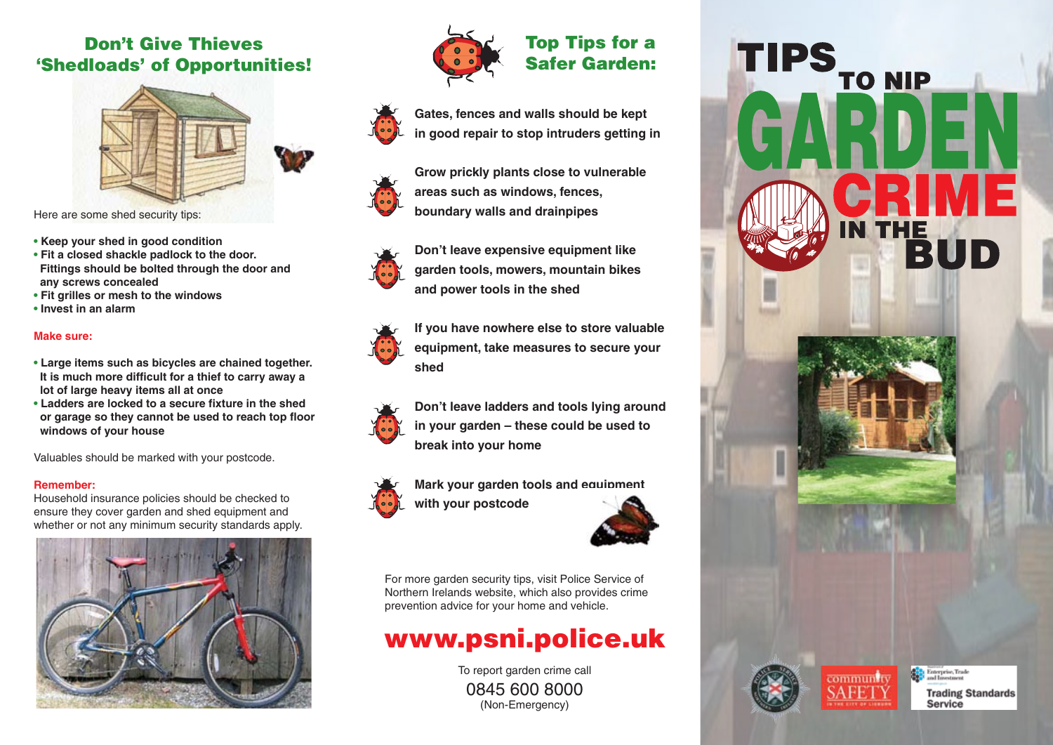## Don't Give Thieves 'Shedloads' of Opportunities!

Here are some shed security tips:

- **Keep your shed in good condition**
- **Fit a closed shackle padlock to the door. Fittings should be bolted through the door and any screws concealed**
- **Fit grilles or mesh to the windows**
- **Invest in an alarm**

**Make sure:**

- **Large items such as bicycles are chained together. It is much more difficult for a thief to carry away a lot of large heavy items all at once**
- **Ladders are locked to a secure fixture in the shed or garage so they cannot be used to reach top floor windows of your house**

Valuables should be marked with your postcode.

**Remember:**
Household insurance policies should be checked to ensure they cover garden and shed equipment and whether or not any minimum security standards apply.

## Top Tips for a Safer Garden:

- **Gates, fences and walls should be kept in good repair to stop intruders getting in**
- **Grow prickly plants close to vulnerable areas such as windows, fences, boundary walls and drainpipes**
- **Don't leave expensive equipment like garden tools, mowers, mountain bikes and power tools in the shed**
- **If you have nowhere else to store valuable equipment, take measures to secure your shed**
- **Don't leave ladders and tools lying around in your garden – these could be used to break into your home**
- **Mark your garden tools and equipment with your postcode**

For more garden security tips, visit Police Service of Northern Irelands website, which also provides crime prevention advice for your home and vehicle.

## www.psni.police.uk

To report garden crime call
0845 600 8000
(Non-Emergency)

# TIPS TO NIP GARDEN CRIME IN THE BUD

community SAFETY

Enterprise, Trade and Investment

Trading Standards Service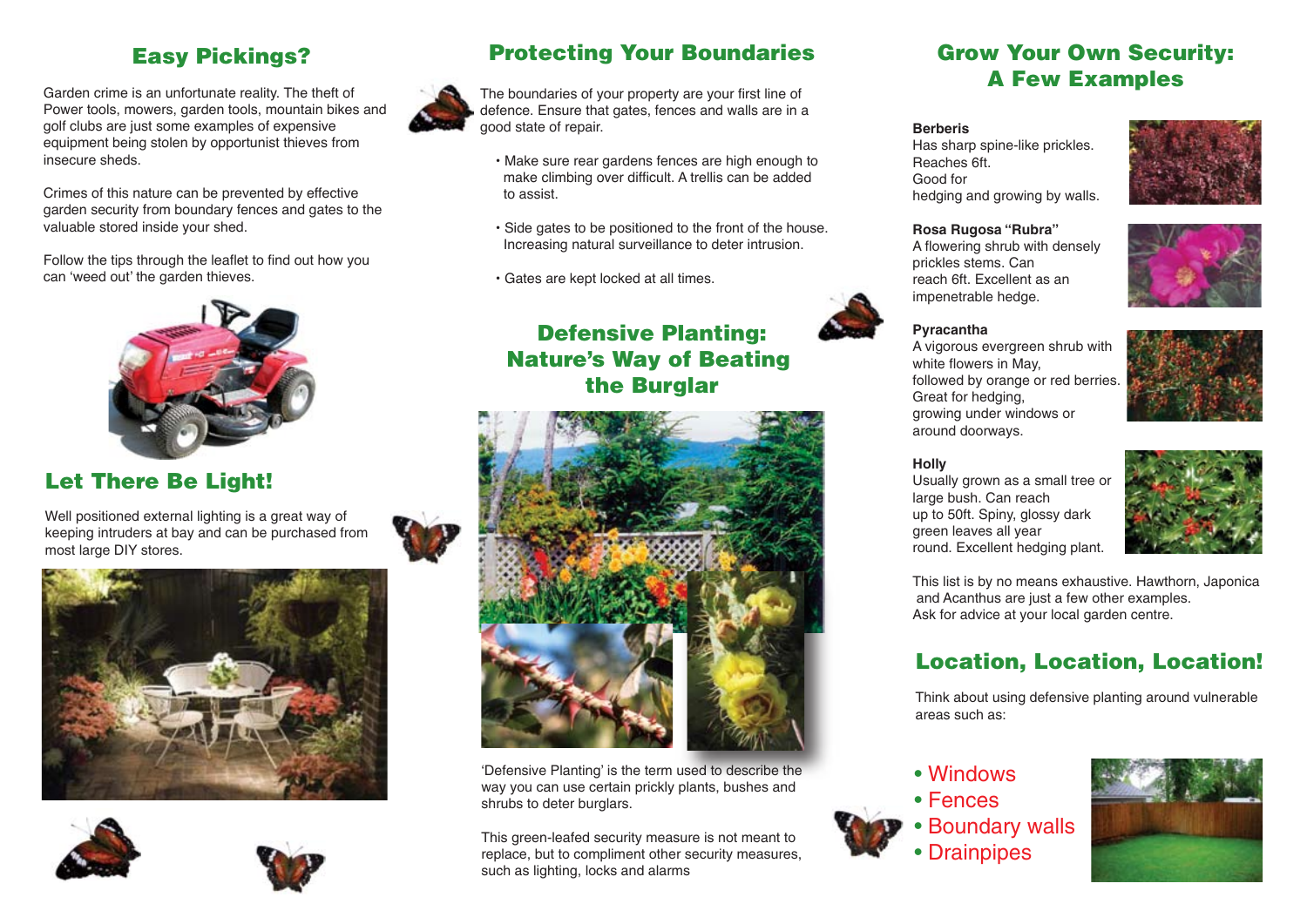## Easy Pickings?

Garden crime is an unfortunate reality. The theft of Power tools, mowers, garden tools, mountain bikes and golf clubs are just some examples of expensive equipment being stolen by opportunist thieves from insecure sheds.

Crimes of this nature can be prevented by effective garden security from boundary fences and gates to the valuable stored inside your shed.

Follow the tips through the leaflet to find out how you can 'weed out' the garden thieves.

## Let There Be Light!

Well positioned external lighting is a great way of keeping intruders at bay and can be purchased from most large DIY stores.

## Protecting Your Boundaries

The boundaries of your property are your first line of defence. Ensure that gates, fences and walls are in a good state of repair.

- Make sure rear gardens fences are high enough to make climbing over difficult. A trellis can be added to assist.
- Side gates to be positioned to the front of the house. Increasing natural surveillance to deter intrusion.
- Gates are kept locked at all times.

## Defensive Planting: Nature's Way of Beating the Burglar

'Defensive Planting' is the term used to describe the way you can use certain prickly plants, bushes and shrubs to deter burglars.

This green-leafed security measure is not meant to replace, but to compliment other security measures, such as lighting, locks and alarms

## Grow Your Own Security: A Few Examples

**Berberis**
Has sharp spine-like prickles.
Reaches 6ft.
Good for hedging and growing by walls.

**Rosa Rugosa "Rubra"**
A flowering shrub with densely prickles stems. Can reach 6ft. Excellent as an impenetrable hedge.

**Pyracantha**
A vigorous evergreen shrub with white flowers in May, followed by orange or red berries. Great for hedging, growing under windows or around doorways.

**Holly**
Usually grown as a small tree or large bush. Can reach up to 50ft. Spiny, glossy dark green leaves all year round. Excellent hedging plant.

This list is by no means exhaustive. Hawthorn, Japonica and Acanthus are just a few other examples.
Ask for advice at your local garden centre.

## Location, Location, Location!

Think about using defensive planting around vulnerable areas such as:

- Windows
- Fences
- Boundary walls
- Drainpipes